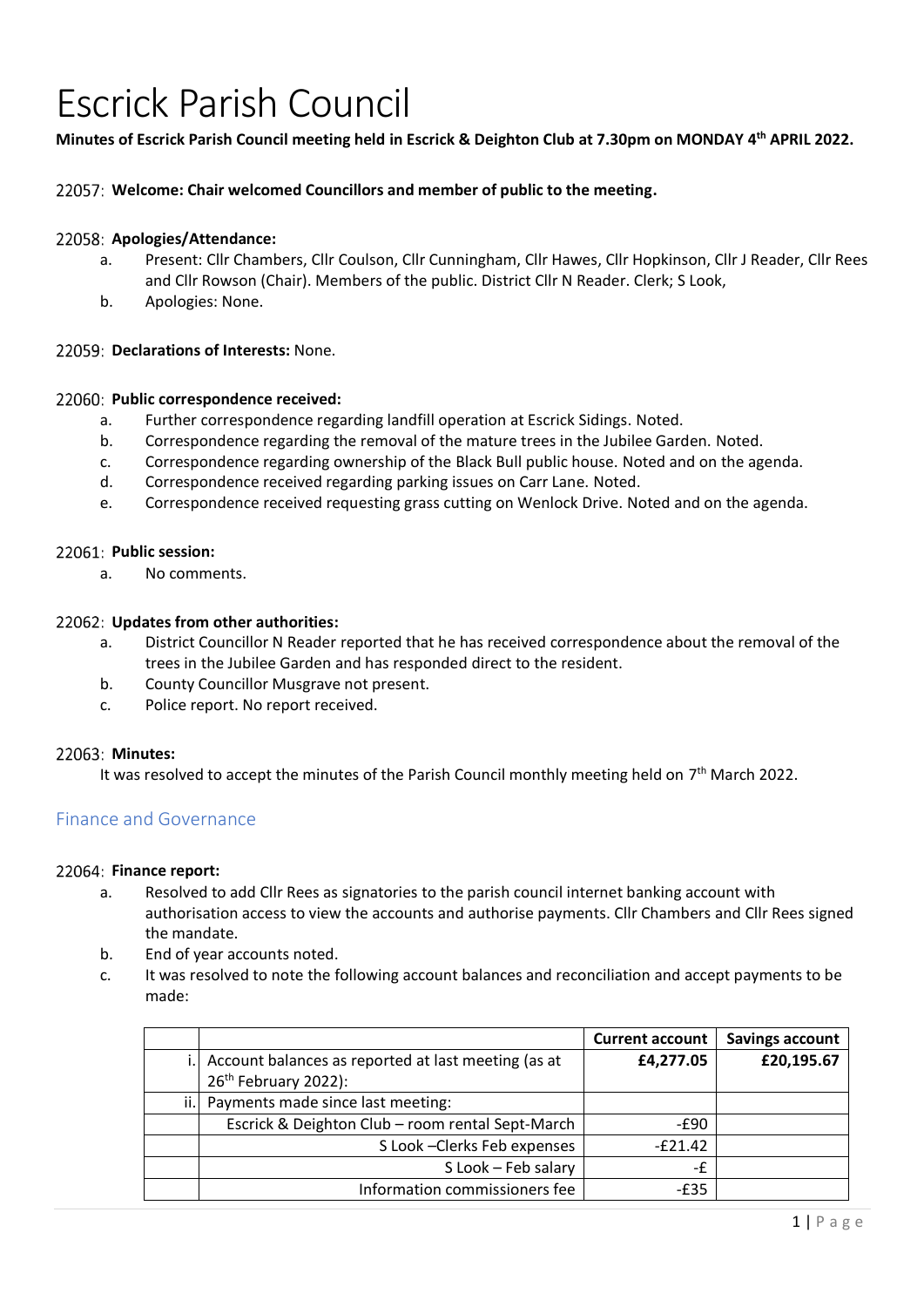# Escrick Parish Council

**Minutes of Escrick Parish Council meeting held in Escrick & Deighton Club at 7.30pm on MONDAY 4th APRIL 2022.**

22057: **Welcome: Chair welcomed Councillors and member of public to the meeting.**

22058: **Apologies/Attendance:**

a. Present: Cllr Chambers, Cllr Coulson, Cllr Cunningham, Cllr Hawes, Cllr Hopkinson, Cllr J Reader, Cllr Rees and Cllr Rowson (Chair). Members of the public. District Cllr N Reader. Clerk; S Look,

b. Apologies: None.

22059: **Declarations of Interests:** None.

22060: **Public correspondence received:**

a. Further correspondence regarding landfill operation at Escrick Sidings. Noted.

b. Correspondence regarding the removal of the mature trees in the Jubilee Garden. Noted.

c. Correspondence regarding ownership of the Black Bull public house. Noted and on the agenda.

d. Correspondence received regarding parking issues on Carr Lane. Noted.

e. Correspondence received requesting grass cutting on Wenlock Drive. Noted and on the agenda.

22061: **Public session:**

a. No comments.

22062: **Updates from other authorities:**

a. District Councillor N Reader reported that he has received correspondence about the removal of the trees in the Jubilee Garden and has responded direct to the resident.

b. County Councillor Musgrave not present.

c. Police report. No report received.

22063: **Minutes:**

It was resolved to accept the minutes of the Parish Council monthly meeting held on 7th March 2022.

## Finance and Governance

22064: **Finance report:**

a. Resolved to add Cllr Rees as signatories to the parish council internet banking account with authorisation access to view the accounts and authorise payments. Cllr Chambers and Cllr Rees signed the mandate.

b. End of year accounts noted.

c. It was resolved to note the following account balances and reconciliation and accept payments to be made:

| | | Current account | Savings account |
|---|---|---|---|
| i. | Account balances as reported at last meeting (as at 26th February 2022): | £4,277.05 | £20,195.67 |
| ii. | Payments made since last meeting: | | |
| | Escrick & Deighton Club – room rental Sept-March | -£90 | |
| | S Look –Clerks Feb expenses | -£21.42 | |
| | S Look – Feb salary | -£ | |
| | Information commissioners fee | -£35 | |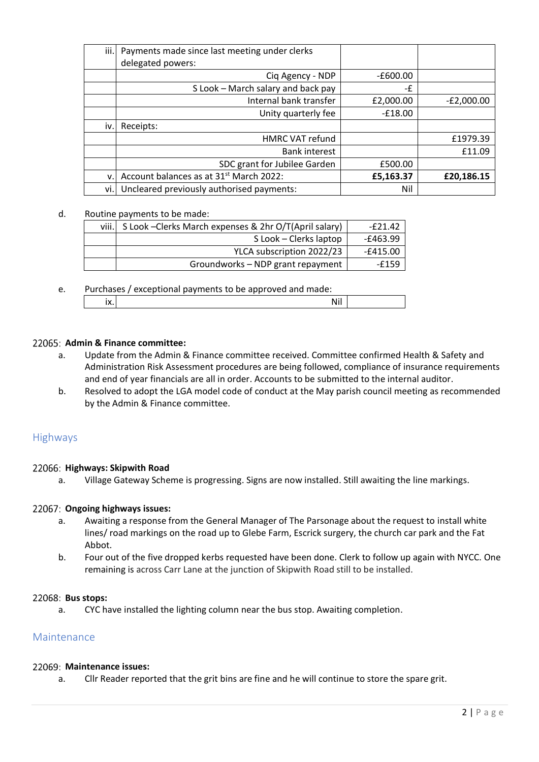| iii. | Payments made since last meeting under clerks delegated powers: | | |
|---|---|---|---|
| | Ciq Agency - NDP | -£600.00 | |
| | S Look – March salary and back pay | -£ | |
| | Internal bank transfer | £2,000.00 | -£2,000.00 |
| | Unity quarterly fee | -£18.00 | |
| iv. | Receipts: | | |
| | HMRC VAT refund | | £1979.39 |
| | Bank interest | | £11.09 |
| | SDC grant for Jubilee Garden | £500.00 | |
| v. | Account balances as at 31st March 2022: | **£5,163.37** | **£20,186.15** |
| vi. | Uncleared previously authorised payments: | Nil | |

d. Routine payments to be made:

| viii. | S Look –Clerks March expenses & 2hr O/T(April salary) | -£21.42 |
|---|---|---|
| | S Look – Clerks laptop | -£463.99 |
| | YLCA subscription 2022/23 | -£415.00 |
| | Groundworks – NDP grant repayment | -£159 |

e. Purchases / exceptional payments to be approved and made:

| ix. | Nil | |
|---|---|---|

### 22065: Admin & Finance committee:

a. Update from the Admin & Finance committee received. Committee confirmed Health & Safety and Administration Risk Assessment procedures are being followed, compliance of insurance requirements and end of year financials are all in order. Accounts to be submitted to the internal auditor.

b. Resolved to adopt the LGA model code of conduct at the May parish council meeting as recommended by the Admin & Finance committee.

## Highways

### 22066: Highways: Skipwith Road

a. Village Gateway Scheme is progressing. Signs are now installed. Still awaiting the line markings.

### 22067: Ongoing highways issues:

a. Awaiting a response from the General Manager of The Parsonage about the request to install white lines/ road markings on the road up to Glebe Farm, Escrick surgery, the church car park and the Fat Abbot.

b. Four out of the five dropped kerbs requested have been done. Clerk to follow up again with NYCC. One remaining is across Carr Lane at the junction of Skipwith Road still to be installed.

### 22068: Bus stops:

a. CYC have installed the lighting column near the bus stop. Awaiting completion.

## Maintenance

### 22069: Maintenance issues:

a. Cllr Reader reported that the grit bins are fine and he will continue to store the spare grit.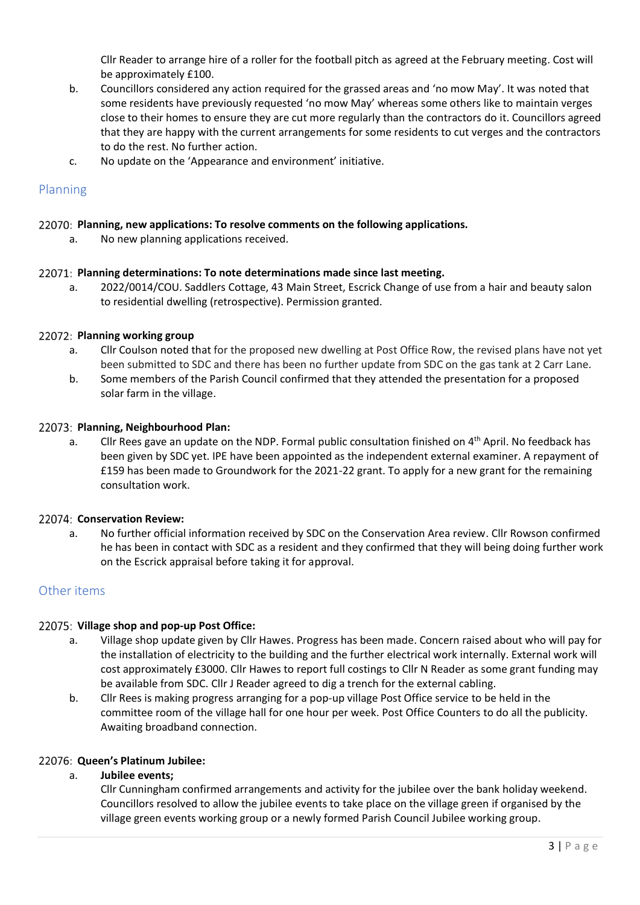Cllr Reader to arrange hire of a roller for the football pitch as agreed at the February meeting. Cost will be approximately £100.

b. Councillors considered any action required for the grassed areas and 'no mow May'. It was noted that some residents have previously requested 'no mow May' whereas some others like to maintain verges close to their homes to ensure they are cut more regularly than the contractors do it. Councillors agreed that they are happy with the current arrangements for some residents to cut verges and the contractors to do the rest. No further action.

c. No update on the 'Appearance and environment' initiative.

## Planning

### 22070: Planning, new applications: To resolve comments on the following applications.

a. No new planning applications received.

### 22071: Planning determinations: To note determinations made since last meeting.

a. 2022/0014/COU. Saddlers Cottage, 43 Main Street, Escrick Change of use from a hair and beauty salon to residential dwelling (retrospective). Permission granted.

### 22072: Planning working group

a. Cllr Coulson noted that for the proposed new dwelling at Post Office Row, the revised plans have not yet been submitted to SDC and there has been no further update from SDC on the gas tank at 2 Carr Lane.

b. Some members of the Parish Council confirmed that they attended the presentation for a proposed solar farm in the village.

### 22073: Planning, Neighbourhood Plan:

a. Cllr Rees gave an update on the NDP. Formal public consultation finished on 4th April. No feedback has been given by SDC yet. IPE have been appointed as the independent external examiner. A repayment of £159 has been made to Groundwork for the 2021-22 grant. To apply for a new grant for the remaining consultation work.

### 22074: Conservation Review:

a. No further official information received by SDC on the Conservation Area review. Cllr Rowson confirmed he has been in contact with SDC as a resident and they confirmed that they will being doing further work on the Escrick appraisal before taking it for approval.

## Other items

### 22075: Village shop and pop-up Post Office:

a. Village shop update given by Cllr Hawes. Progress has been made. Concern raised about who will pay for the installation of electricity to the building and the further electrical work internally. External work will cost approximately £3000. Cllr Hawes to report full costings to Cllr N Reader as some grant funding may be available from SDC. Cllr J Reader agreed to dig a trench for the external cabling.

b. Cllr Rees is making progress arranging for a pop-up village Post Office service to be held in the committee room of the village hall for one hour per week. Post Office Counters to do all the publicity. Awaiting broadband connection.

### 22076: Queen's Platinum Jubilee:

a. **Jubilee events;**

Cllr Cunningham confirmed arrangements and activity for the jubilee over the bank holiday weekend. Councillors resolved to allow the jubilee events to take place on the village green if organised by the village green events working group or a newly formed Parish Council Jubilee working group.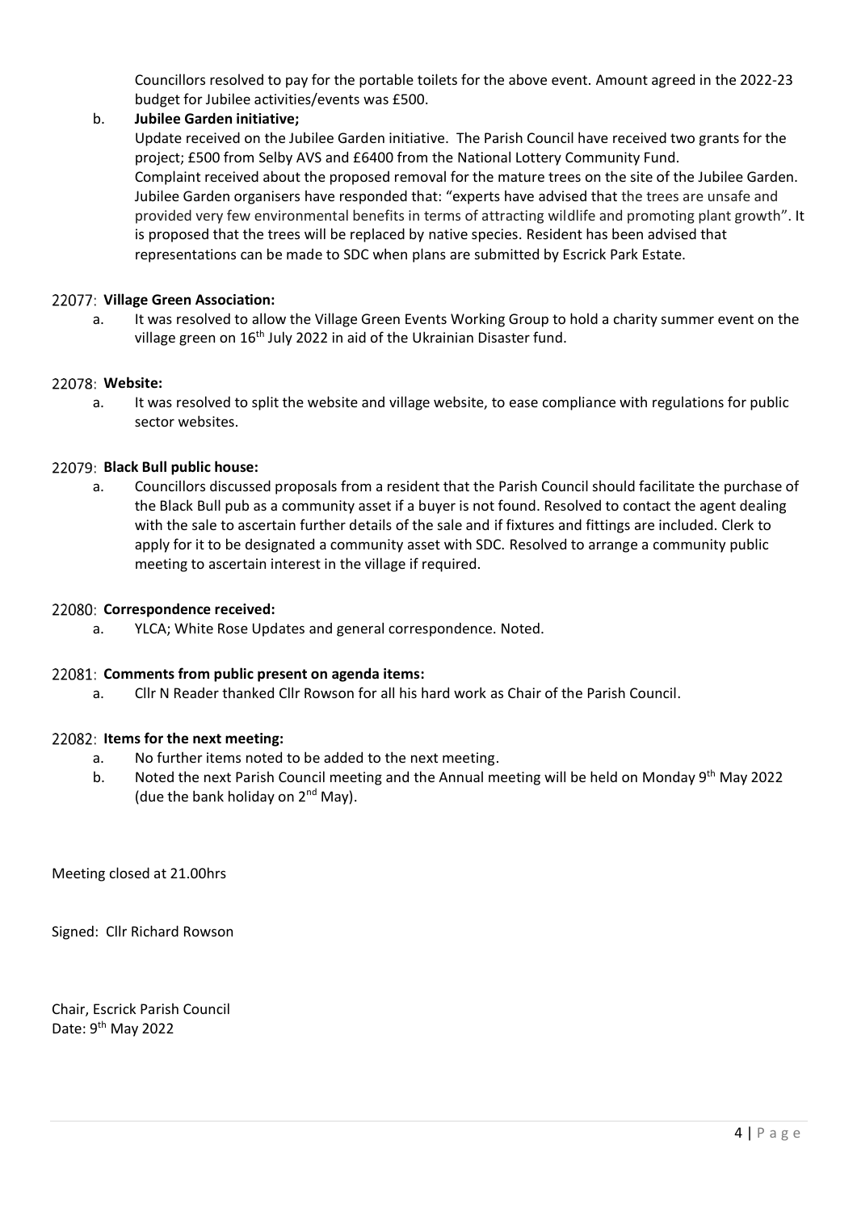Councillors resolved to pay for the portable toilets for the above event. Amount agreed in the 2022-23 budget for Jubilee activities/events was £500.

b. **Jubilee Garden initiative;**
Update received on the Jubilee Garden initiative. The Parish Council have received two grants for the project; £500 from Selby AVS and £6400 from the National Lottery Community Fund.
Complaint received about the proposed removal for the mature trees on the site of the Jubilee Garden. Jubilee Garden organisers have responded that: "experts have advised that the trees are unsafe and provided very few environmental benefits in terms of attracting wildlife and promoting plant growth". It is proposed that the trees will be replaced by native species. Resident has been advised that representations can be made to SDC when plans are submitted by Escrick Park Estate.

### 22077: Village Green Association:

a. It was resolved to allow the Village Green Events Working Group to hold a charity summer event on the village green on 16th July 2022 in aid of the Ukrainian Disaster fund.

### 22078: Website:

a. It was resolved to split the website and village website, to ease compliance with regulations for public sector websites.

### 22079: Black Bull public house:

a. Councillors discussed proposals from a resident that the Parish Council should facilitate the purchase of the Black Bull pub as a community asset if a buyer is not found. Resolved to contact the agent dealing with the sale to ascertain further details of the sale and if fixtures and fittings are included. Clerk to apply for it to be designated a community asset with SDC. Resolved to arrange a community public meeting to ascertain interest in the village if required.

### 22080: Correspondence received:

a. YLCA; White Rose Updates and general correspondence. Noted.

### 22081: Comments from public present on agenda items:

a. Cllr N Reader thanked Cllr Rowson for all his hard work as Chair of the Parish Council.

### 22082: Items for the next meeting:

a. No further items noted to be added to the next meeting.
b. Noted the next Parish Council meeting and the Annual meeting will be held on Monday 9th May 2022 (due the bank holiday on 2nd May).

Meeting closed at 21.00hrs

Signed: Cllr Richard Rowson

Chair, Escrick Parish Council
Date: 9th May 2022